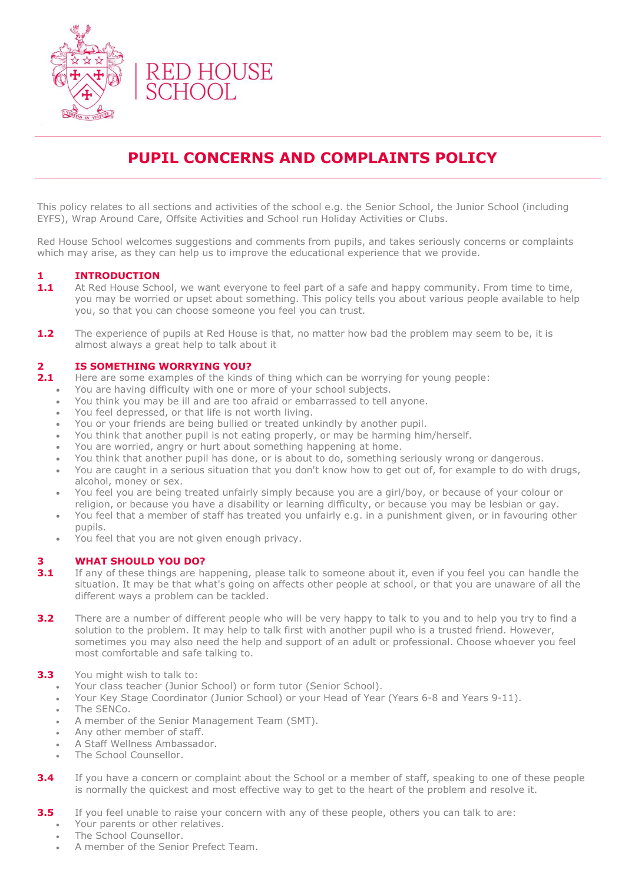RED HOUSE SCHOOL

# PUPIL CONCERNS AND COMPLAINTS POLICY

This policy relates to all sections and activities of the school e.g. the Senior School, the Junior School (including EYFS), Wrap Around Care, Offsite Activities and School run Holiday Activities or Clubs.

Red House School welcomes suggestions and comments from pupils, and takes seriously concerns or complaints which may arise, as they can help us to improve the educational experience that we provide.

## 1 INTRODUCTION

**1.1** At Red House School, we want everyone to feel part of a safe and happy community. From time to time, you may be worried or upset about something. This policy tells you about various people available to help you, so that you can choose someone you feel you can trust.

**1.2** The experience of pupils at Red House is that, no matter how bad the problem may seem to be, it is almost always a great help to talk about it

## 2 IS SOMETHING WORRYING YOU?

**2.1** Here are some examples of the kinds of thing which can be worrying for young people:

- You are having difficulty with one or more of your school subjects.
- You think you may be ill and are too afraid or embarrassed to tell anyone.
- You feel depressed, or that life is not worth living.
- You or your friends are being bullied or treated unkindly by another pupil.
- You think that another pupil is not eating properly, or may be harming him/herself.
- You are worried, angry or hurt about something happening at home.
- You think that another pupil has done, or is about to do, something seriously wrong or dangerous.
- You are caught in a serious situation that you don't know how to get out of, for example to do with drugs, alcohol, money or sex.
- You feel you are being treated unfairly simply because you are a girl/boy, or because of your colour or religion, or because you have a disability or learning difficulty, or because you may be lesbian or gay.
- You feel that a member of staff has treated you unfairly e.g. in a punishment given, or in favouring other pupils.
- You feel that you are not given enough privacy.

## 3 WHAT SHOULD YOU DO?

**3.1** If any of these things are happening, please talk to someone about it, even if you feel you can handle the situation. It may be that what's going on affects other people at school, or that you are unaware of all the different ways a problem can be tackled.

**3.2** There are a number of different people who will be very happy to talk to you and to help you try to find a solution to the problem. It may help to talk first with another pupil who is a trusted friend. However, sometimes you may also need the help and support of an adult or professional. Choose whoever you feel most comfortable and safe talking to.

**3.3** You might wish to talk to:

- Your class teacher (Junior School) or form tutor (Senior School).
- Your Key Stage Coordinator (Junior School) or your Head of Year (Years 6-8 and Years 9-11).
- The SENCo.
- A member of the Senior Management Team (SMT).
- Any other member of staff.
- A Staff Wellness Ambassador.
- The School Counsellor.

**3.4** If you have a concern or complaint about the School or a member of staff, speaking to one of these people is normally the quickest and most effective way to get to the heart of the problem and resolve it.

**3.5** If you feel unable to raise your concern with any of these people, others you can talk to are:

- Your parents or other relatives.
- The School Counsellor.
- A member of the Senior Prefect Team.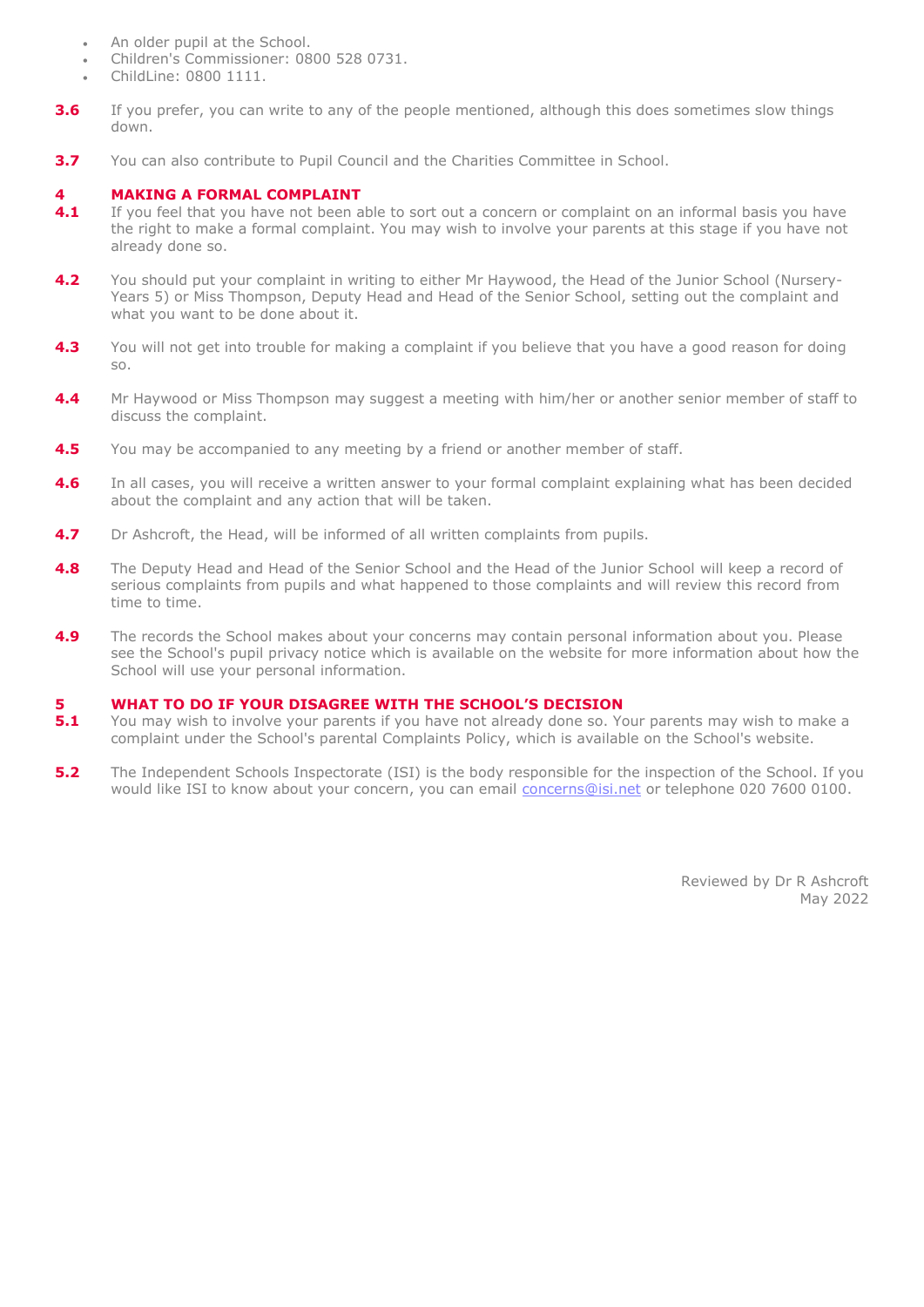- An older pupil at the School.
- Children's Commissioner: 0800 528 0731.
- ChildLine: 0800 1111.

**3.6** If you prefer, you can write to any of the people mentioned, although this does sometimes slow things down.

**3.7** You can also contribute to Pupil Council and the Charities Committee in School.

## 4 MAKING A FORMAL COMPLAINT

**4.1** If you feel that you have not been able to sort out a concern or complaint on an informal basis you have the right to make a formal complaint. You may wish to involve your parents at this stage if you have not already done so.

**4.2** You should put your complaint in writing to either Mr Haywood, the Head of the Junior School (Nursery-Years 5) or Miss Thompson, Deputy Head and Head of the Senior School, setting out the complaint and what you want to be done about it.

**4.3** You will not get into trouble for making a complaint if you believe that you have a good reason for doing so.

**4.4** Mr Haywood or Miss Thompson may suggest a meeting with him/her or another senior member of staff to discuss the complaint.

**4.5** You may be accompanied to any meeting by a friend or another member of staff.

**4.6** In all cases, you will receive a written answer to your formal complaint explaining what has been decided about the complaint and any action that will be taken.

**4.7** Dr Ashcroft, the Head, will be informed of all written complaints from pupils.

**4.8** The Deputy Head and Head of the Senior School and the Head of the Junior School will keep a record of serious complaints from pupils and what happened to those complaints and will review this record from time to time.

**4.9** The records the School makes about your concerns may contain personal information about you. Please see the School's pupil privacy notice which is available on the website for more information about how the School will use your personal information.

## 5 WHAT TO DO IF YOUR DISAGREE WITH THE SCHOOL'S DECISION

**5.1** You may wish to involve your parents if you have not already done so. Your parents may wish to make a complaint under the School's parental Complaints Policy, which is available on the School's website.

**5.2** The Independent Schools Inspectorate (ISI) is the body responsible for the inspection of the School. If you would like ISI to know about your concern, you can email concerns@isi.net or telephone 020 7600 0100.

Reviewed by Dr R Ashcroft
May 2022